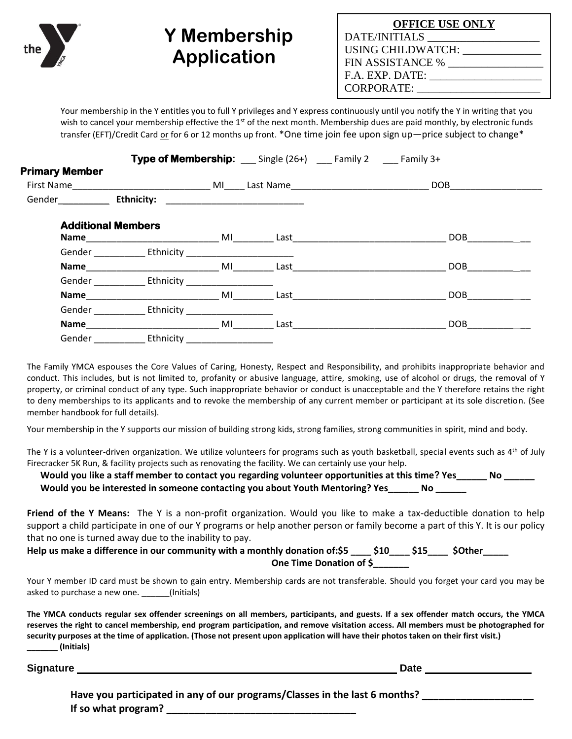# Y Membership Application

**OFFICE USE ONLY**
DATE/INITIALS ___________________
USING CHILDWATCH: _____________
FIN ASSISTANCE % ________________
F.A. EXP. DATE: ___________________
CORPORATE: _____________________

Your membership in the Y entitles you to full Y privileges and Y express continuously until you notify the Y in writing that you wish to cancel your membership effective the 1st of the next month. Membership dues are paid monthly, by electronic funds transfer (EFT)/Credit Card or for 6 or 12 months up front. *One time join fee upon sign up—price subject to change*

**Type of Membership**: ___ Single (26+) ___ Family 2 ___ Family 3+

**Primary Member**

First Name__________________________ MI____ Last Name__________________________ DOB_________________

Gender_________ **Ethnicity:** __________________________

**Additional Members**

**Name**_________________________ MI________ Last_____________________________ DOB___________

Gender __________ Ethnicity ____________________

**Name**_________________________ MI________ Last_____________________________ DOB___________

Gender __________ Ethnicity ________________

**Name**_________________________ MI________ Last_____________________________ DOB___________

Gender __________ Ethnicity ________________

**Name**_________________________ MI________ Last_____________________________ DOB___________

Gender __________ Ethnicity ________________

The Family YMCA espouses the Core Values of Caring, Honesty, Respect and Responsibility, and prohibits inappropriate behavior and conduct. This includes, but is not limited to, profanity or abusive language, attire, smoking, use of alcohol or drugs, the removal of Y property, or criminal conduct of any type. Such inappropriate behavior or conduct is unacceptable and the Y therefore retains the right to deny memberships to its applicants and to revoke the membership of any current member or participant at its sole discretion. (See member handbook for full details).

Your membership in the Y supports our mission of building strong kids, strong families, strong communities in spirit, mind and body.

The Y is a volunteer-driven organization. We utilize volunteers for programs such as youth basketball, special events such as 4th of July Firecracker 5K Run, & facility projects such as renovating the facility. We can certainly use your help.

**Would you like a staff member to contact you regarding volunteer opportunities at this time? Yes______ No ______**

**Would you be interested in someone contacting you about Youth Mentoring? Yes______ No ______**

**Friend of the Y Means:** The Y is a non-profit organization. Would you like to make a tax-deductible donation to help support a child participate in one of our Y programs or help another person or family become a part of this Y. It is our policy that no one is turned away due to the inability to pay.

**Help us make a difference in our community with a monthly donation of:$5 ____ $10____ $15____ $Other_____**

**One Time Donation of $_______**

Your Y member ID card must be shown to gain entry. Membership cards are not transferable. Should you forget your card you may be asked to purchase a new one. ______(Initials)

**The YMCA conducts regular sex offender screenings on all members, participants, and guests. If a sex offender match occurs, the YMCA reserves the right to cancel membership, end program participation, and remove visitation access. All members must be photographed for security purposes at the time of application. (Those not present upon application will have their photos taken on their first visit.) _______ (Initials)**

**Signature** ______________________________________________ **Date** ________________

**Have you participated in any of our programs/Classes in the last 6 months?** ___________________

**If so what program?** __________________________________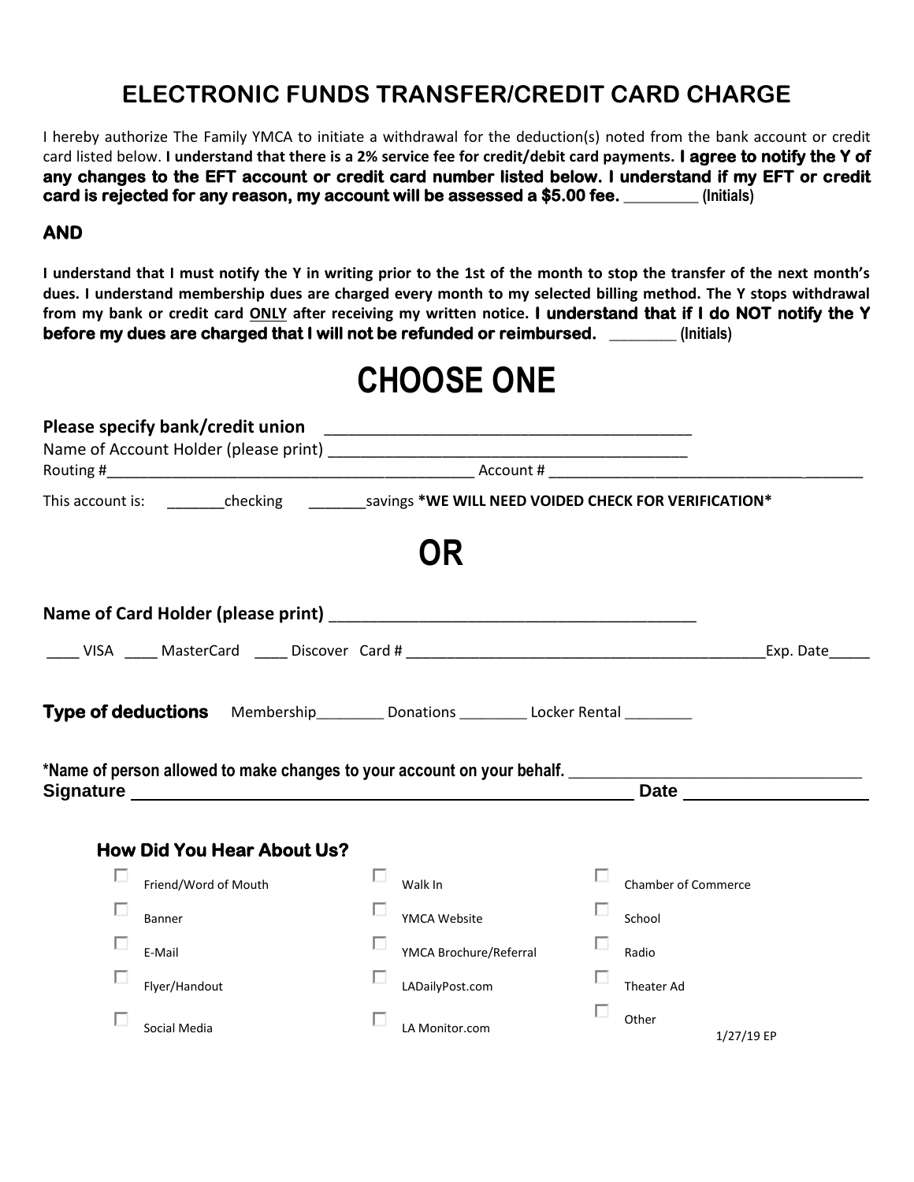# ELECTRONIC FUNDS TRANSFER/CREDIT CARD CHARGE

I hereby authorize The Family YMCA to initiate a withdrawal for the deduction(s) noted from the bank account or credit card listed below. **I understand that there is a 2% service fee for credit/debit card payments. I agree to notify the Y of any changes to the EFT account or credit card number listed below. I understand if my EFT or credit card is rejected for any reason, my account will be assessed a $5.00 fee.** _________ **(Initials)**

**AND**

**I understand that I must notify the Y in writing prior to the 1st of the month to stop the transfer of the next month's dues. I understand membership dues are charged every month to my selected billing method. The Y stops withdrawal from my bank or credit card ONLY after receiving my written notice. I understand that if I do NOT notify the Y before my dues are charged that I will not be refunded or reimbursed.** ________ **(Initials)**

# CHOOSE ONE

**Please specify bank/credit union** ___________________________________________

Name of Account Holder (please print) ___________________________________________

Routing #_____________________________________________ Account # ______________________________________

This account is: _______checking _______savings **\*WE WILL NEED VOIDED CHECK FOR VERIFICATION\***

# OR

**Name of Card Holder (please print)** ___________________________________________

____ VISA ____ MasterCard ____ Discover Card # ____________________________________________Exp. Date_____

**Type of deductions** Membership________ Donations ________ Locker Rental ________

**\*Name of person allowed to make changes to your account on your behalf.** __________________________________

**Signature** ____________________________________________________ **Date** ___________________

### How Did You Hear About Us?

- ☐ Friend/Word of Mouth
- ☐ Walk In
- ☐ Chamber of Commerce
- ☐ Banner
- ☐ YMCA Website
- ☐ School
- ☐ E-Mail
- ☐ YMCA Brochure/Referral
- ☐ Radio
- ☐ Flyer/Handout
- ☐ LADailyPost.com
- ☐ Theater Ad
- ☐ Social Media
- ☐ LA Monitor.com
- ☐ Other

1/27/19 EP